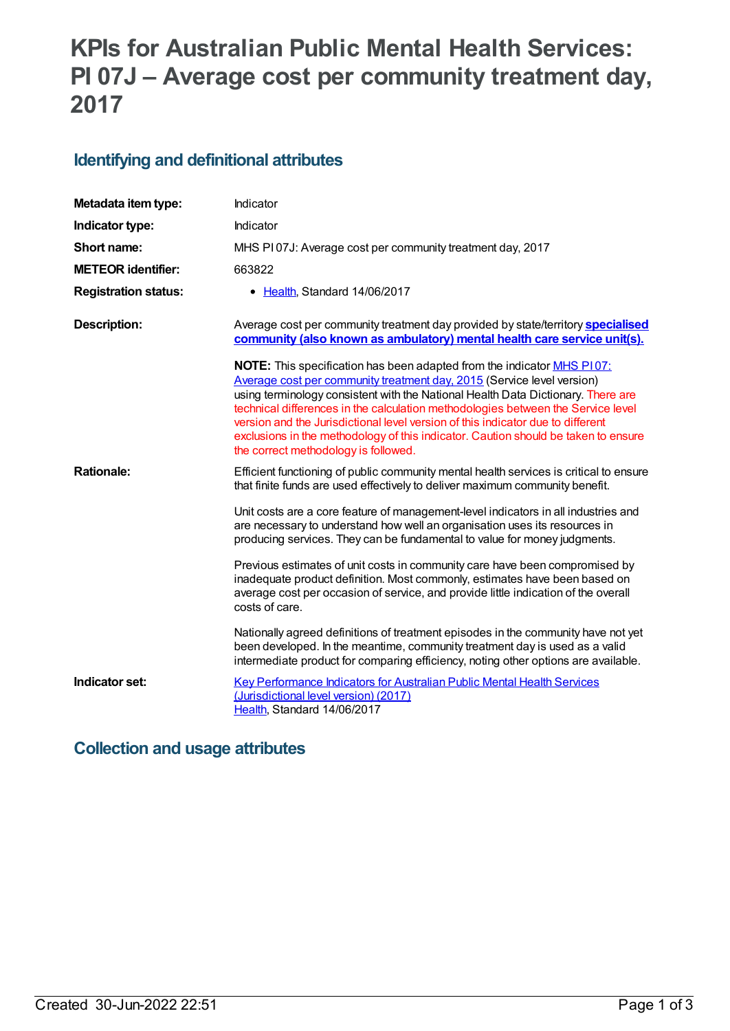# KPIs for Australian Public Mental Health Services: PI 07J – Average cost per community treatment day, 2017

## Identifying and definitional attributes

| | |
|---|---|
| **Metadata item type:** | Indicator |
| **Indicator type:** | Indicator |
| **Short name:** | MHS PI 07J: Average cost per community treatment day, 2017 |
| **METEOR identifier:** | 663822 |
| **Registration status:** | - Health, Standard 14/06/2017 |
| **Description:** | Average cost per community treatment day provided by state/territory **specialised community (also known as ambulatory) mental health care service unit(s).**<br><br>**NOTE:** This specification has been adapted from the indicator MHS PI 07: Average cost per community treatment day, 2015 (Service level version) using terminology consistent with the National Health Data Dictionary. There are technical differences in the calculation methodologies between the Service level version and the Jurisdictional level version of this indicator due to different exclusions in the methodology of this indicator. Caution should be taken to ensure the correct methodology is followed. |
| **Rationale:** | Efficient functioning of public community mental health services is critical to ensure that finite funds are used effectively to deliver maximum community benefit.<br><br>Unit costs are a core feature of management-level indicators in all industries and are necessary to understand how well an organisation uses its resources in producing services. They can be fundamental to value for money judgments.<br><br>Previous estimates of unit costs in community care have been compromised by inadequate product definition. Most commonly, estimates have been based on average cost per occasion of service, and provide little indication of the overall costs of care.<br><br>Nationally agreed definitions of treatment episodes in the community have not yet been developed. In the meantime, community treatment day is used as a valid intermediate product for comparing efficiency, noting other options are available. |
| **Indicator set:** | Key Performance Indicators for Australian Public Mental Health Services (Jurisdictional level version) (2017)<br>Health, Standard 14/06/2017 |

## Collection and usage attributes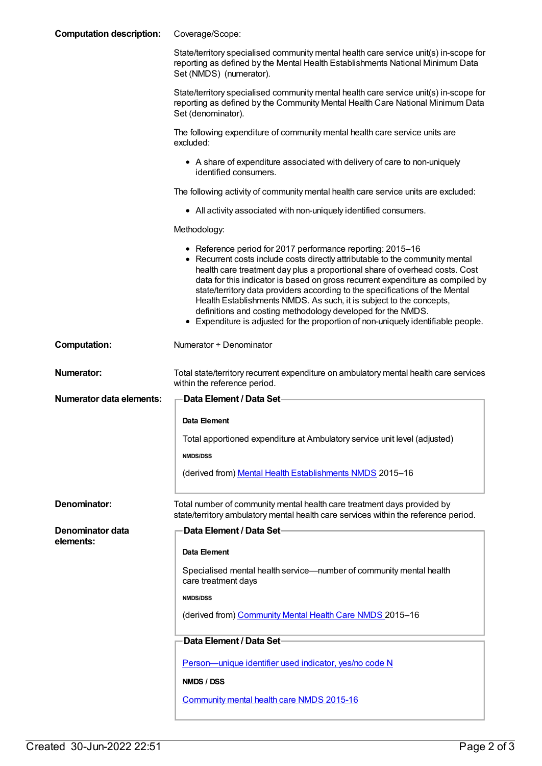**Computation description:**

Coverage/Scope:

State/territory specialised community mental health care service unit(s) in-scope for reporting as defined by the Mental Health Establishments National Minimum Data Set (NMDS) (numerator).

State/territory specialised community mental health care service unit(s) in-scope for reporting as defined by the Community Mental Health Care National Minimum Data Set (denominator).

The following expenditure of community mental health care service units are excluded:

- A share of expenditure associated with delivery of care to non-uniquely identified consumers.

The following activity of community mental health care service units are excluded:

- All activity associated with non-uniquely identified consumers.

Methodology:

- Reference period for 2017 performance reporting: 2015–16
- Recurrent costs include costs directly attributable to the community mental health care treatment day plus a proportional share of overhead costs. Cost data for this indicator is based on gross recurrent expenditure as compiled by state/territory data providers according to the specifications of the Mental Health Establishments NMDS. As such, it is subject to the concepts, definitions and costing methodology developed for the NMDS.
- Expenditure is adjusted for the proportion of non-uniquely identifiable people.

**Computation:**

Numerator ÷ Denominator

**Numerator:**

Total state/territory recurrent expenditure on ambulatory mental health care services within the reference period.

**Numerator data elements:**

**Data Element / Data Set**

**Data Element**

Total apportioned expenditure at Ambulatory service unit level (adjusted)

**NMDS/DSS**

(derived from) Mental Health Establishments NMDS 2015–16

**Denominator:**

Total number of community mental health care treatment days provided by state/territory ambulatory mental health care services within the reference period.

**Denominator data elements:**

**Data Element / Data Set**

**Data Element**

Specialised mental health service—number of community mental health care treatment days

**NMDS/DSS**

(derived from) Community Mental Health Care NMDS 2015–16

**Data Element / Data Set**

Person—unique identifier used indicator, yes/no code N

**NMDS / DSS**

Community mental health care NMDS 2015-16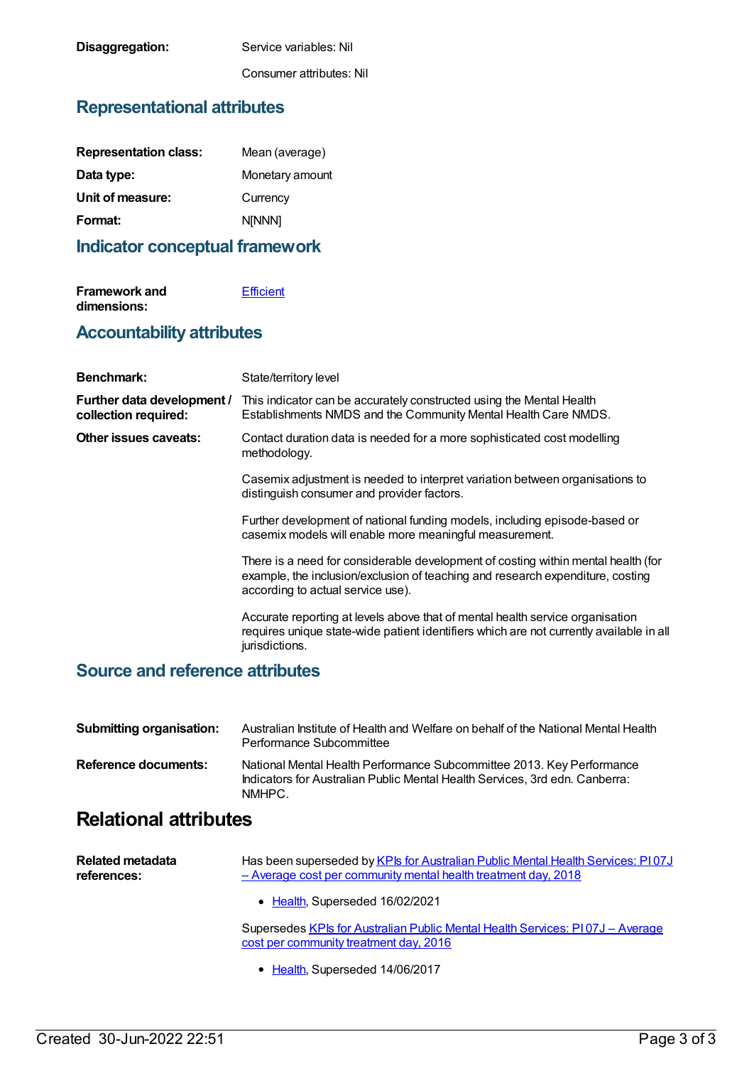**Disaggregation:** Service variables: Nil

Consumer attributes: Nil

## Representational attributes

**Representation class:** Mean (average)

**Data type:** Monetary amount

**Unit of measure:** Currency

**Format:** N[NNN]

## Indicator conceptual framework

**Framework and dimensions:** Efficient

## Accountability attributes

**Benchmark:** State/territory level

**Further data development / collection required:** This indicator can be accurately constructed using the Mental Health Establishments NMDS and the Community Mental Health Care NMDS.

**Other issues caveats:** Contact duration data is needed for a more sophisticated cost modelling methodology.

Casemix adjustment is needed to interpret variation between organisations to distinguish consumer and provider factors.

Further development of national funding models, including episode-based or casemix models will enable more meaningful measurement.

There is a need for considerable development of costing within mental health (for example, the inclusion/exclusion of teaching and research expenditure, costing according to actual service use).

Accurate reporting at levels above that of mental health service organisation requires unique state-wide patient identifiers which are not currently available in all jurisdictions.

## Source and reference attributes

**Submitting organisation:** Australian Institute of Health and Welfare on behalf of the National Mental Health Performance Subcommittee

**Reference documents:** National Mental Health Performance Subcommittee 2013. Key Performance Indicators for Australian Public Mental Health Services, 3rd edn. Canberra: NMHPC.

# Relational attributes

**Related metadata references:** Has been superseded by KPIs for Australian Public Mental Health Services: PI 07J – Average cost per community mental health treatment day, 2018

- Health, Superseded 16/02/2021

Supersedes KPIs for Australian Public Mental Health Services: PI 07J – Average cost per community treatment day, 2016

- Health, Superseded 14/06/2017